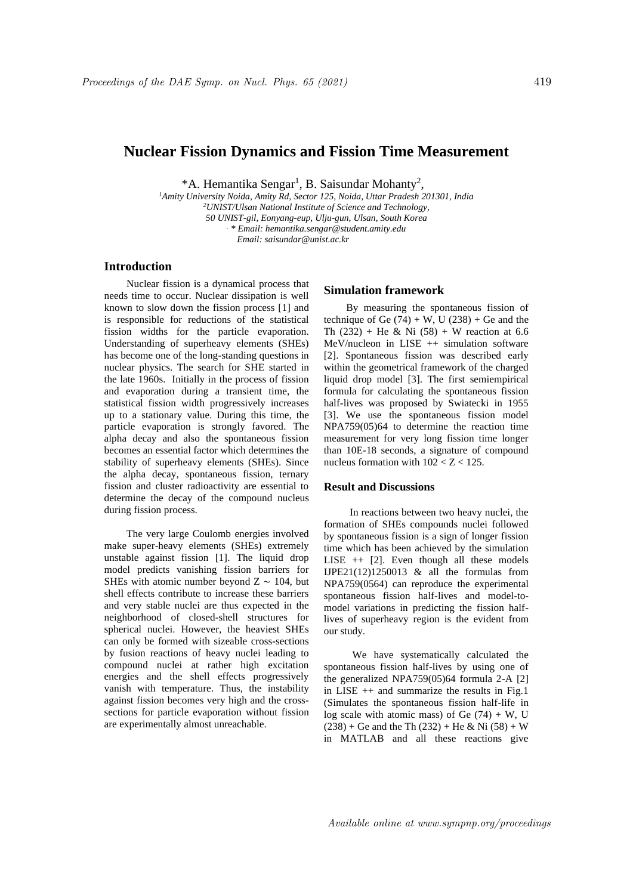# Nuclear Fission Dynamics and Fission Time Measurement

*A. Hemantika Sengar[1], B. Saisundar Mohanty[2],

[1]*Amity University Noida, Amity Rd, Sector 125, Noida, Uttar Pradesh 201301, India*
[2]*UNIST/Ulsan National Institute of Science and Technology,*
*50 UNIST-gil, Eonyang-eup, Ulju-gun, Ulsan, South Korea*
*\* Email: hemantika.sengar@student.amity.edu*
*Email: saisundar@unist.ac.kr*

## Introduction

Nuclear fission is a dynamical process that needs time to occur. Nuclear dissipation is well known to slow down the fission process [1] and is responsible for reductions of the statistical fission widths for the particle evaporation. Understanding of superheavy elements (SHEs) has become one of the long-standing questions in nuclear physics. The search for SHE started in the late 1960s. Initially in the process of fission and evaporation during a transient time, the statistical fission width progressively increases up to a stationary value. During this time, the particle evaporation is strongly favored. The alpha decay and also the spontaneous fission becomes an essential factor which determines the stability of superheavy elements (SHEs). Since the alpha decay, spontaneous fission, ternary fission and cluster radioactivity are essential to determine the decay of the compound nucleus during fission process.

The very large Coulomb energies involved make super-heavy elements (SHEs) extremely unstable against fission [1]. The liquid drop model predicts vanishing fission barriers for SHEs with atomic number beyond $Z \sim 104$, but shell effects contribute to increase these barriers and very stable nuclei are thus expected in the neighborhood of closed-shell structures for spherical nuclei. However, the heaviest SHEs can only be formed with sizeable cross-sections by fusion reactions of heavy nuclei leading to compound nuclei at rather high excitation energies and the shell effects progressively vanish with temperature. Thus, the instability against fission becomes very high and the cross-sections for particle evaporation without fission are experimentally almost unreachable.

## Simulation framework

By measuring the spontaneous fission of technique of Ge (74) + W, U (238) + Ge and the Th (232) + He & Ni (58) + W reaction at 6.6 MeV/nucleon in LISE ++ simulation software [2]. Spontaneous fission was described early within the geometrical framework of the charged liquid drop model [3]. The first semiempirical formula for calculating the spontaneous fission half-lives was proposed by Swiatecki in 1955 [3]. We use the spontaneous fission model NPA759(05)64 to determine the reaction time measurement for very long fission time longer than 10E-18 seconds, a signature of compound nucleus formation with $102 < Z < 125$.

## Result and Discussions

In reactions between two heavy nuclei, the formation of SHEs compounds nuclei followed by spontaneous fission is a sign of longer fission time which has been achieved by the simulation LISE ++ [2]. Even though all these models IJPE21(12)1250013 & all the formulas from NPA759(0564) can reproduce the experimental spontaneous fission half-lives and model-to-model variations in predicting the fission half-lives of superheavy region is the evident from our study.

We have systematically calculated the spontaneous fission half-lives by using one of the generalized NPA759(05)64 formula 2-A [2] in LISE ++ and summarize the results in Fig.1 (Simulates the spontaneous fission half-life in log scale with atomic mass) of Ge (74) + W, U (238) + Ge and the Th (232) + He & Ni (58) + W in MATLAB and all these reactions give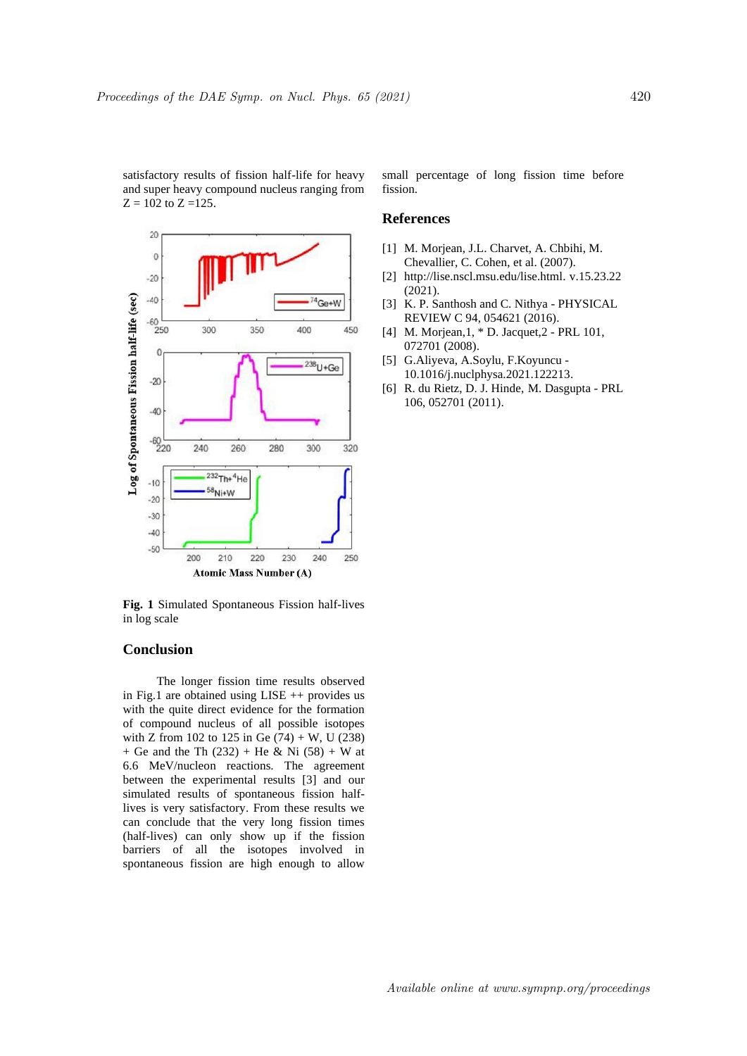satisfactory results of fission half-life for heavy and super heavy compound nucleus ranging from Z = 102 to Z =125.

Log of Spontaneous Fission half-life (sec)

20
0
-20
-40
-60
250 300 350 400 450
$^{74}$Ge+W

0
-20
-40
-60
220 240 260 280 300 320
$^{238}$U+Ge

-10
-20
-30
-40
-50
200 210 220 230 240 250
$^{232}$Th+$^{4}$He
$^{58}$Ni+W

Atomic Mass Number (A)

**Fig. 1** Simulated Spontaneous Fission half-lives in log scale

## Conclusion

The longer fission time results observed in Fig.1 are obtained using LISE ++ provides us with the quite direct evidence for the formation of compound nucleus of all possible isotopes with Z from 102 to 125 in Ge (74) + W, U (238) + Ge and the Th (232) + He & Ni (58) + W at 6.6 MeV/nucleon reactions. The agreement between the experimental results [3] and our simulated results of spontaneous fission half-lives is very satisfactory. From these results we can conclude that the very long fission times (half-lives) can only show up if the fission barriers of all the isotopes involved in spontaneous fission are high enough to allow small percentage of long fission time before fission.

## References

[1] M. Morjean, J.L. Charvet, A. Chbihi, M. Chevallier, C. Cohen, et al. (2007).
[2] http://lise.nscl.msu.edu/lise.html. v.15.23.22 (2021).
[3] K. P. Santhosh and C. Nithya - PHYSICAL REVIEW C 94, 054621 (2016).
[4] M. Morjean,1, * D. Jacquet,2 - PRL 101, 072701 (2008).
[5] G.Aliyeva, A.Soylu, F.Koyuncu - 10.1016/j.nuclphysa.2021.122213.
[6] R. du Rietz, D. J. Hinde, M. Dasgupta - PRL 106, 052701 (2011).